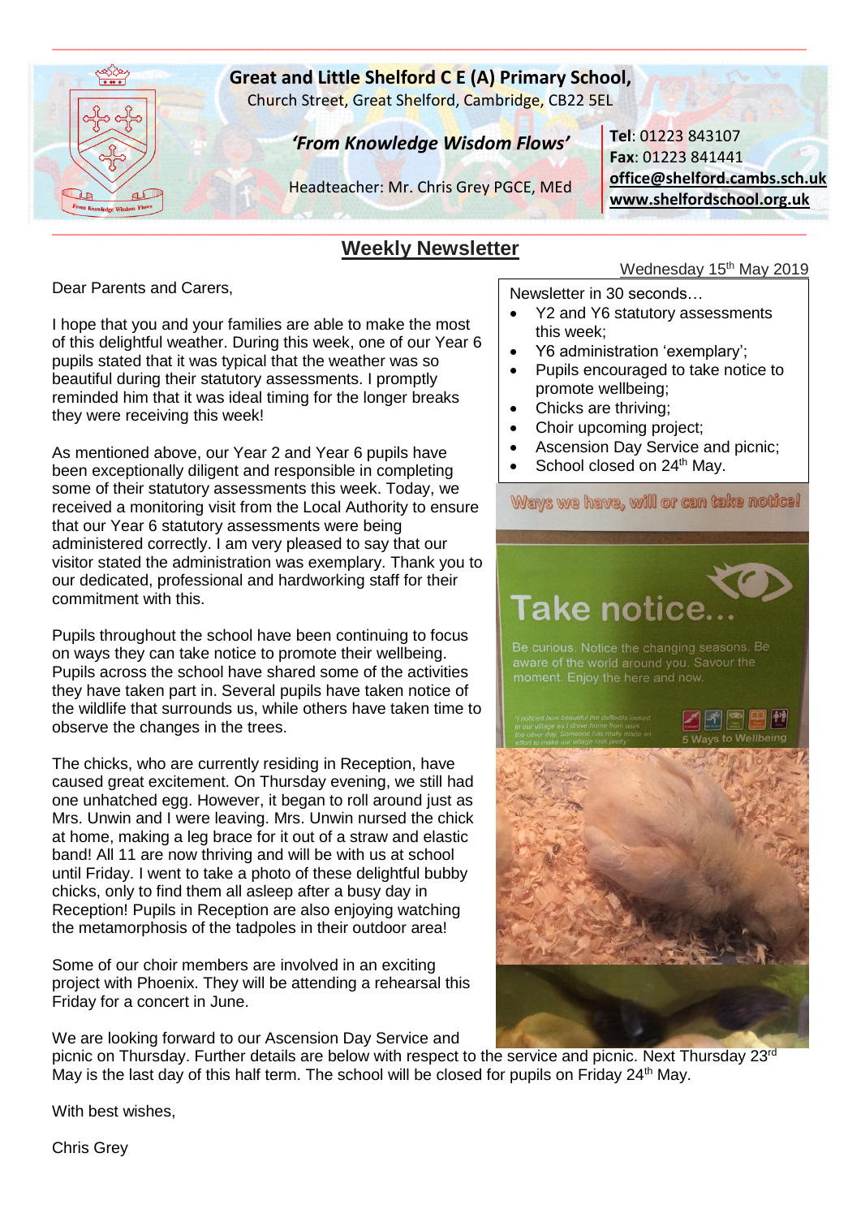# Great and Little Shelford C E (A) Primary School,

Church Street, Great Shelford, Cambridge, CB22 5EL

*'From Knowledge Wisdom Flows'*

Headteacher: Mr. Chris Grey PGCE, MEd

**Tel**: 01223 843107
**Fax**: 01223 841441
**office@shelford.cambs.sch.uk**
**www.shelfordschool.org.uk**

## Weekly Newsletter

Wednesday 15th May 2019

Newsletter in 30 seconds…

- Y2 and Y6 statutory assessments this week;
- Y6 administration 'exemplary';
- Pupils encouraged to take notice to promote wellbeing;
- Chicks are thriving;
- Choir upcoming project;
- Ascension Day Service and picnic;
- School closed on 24th May.

Dear Parents and Carers,

I hope that you and your families are able to make the most of this delightful weather. During this week, one of our Year 6 pupils stated that it was typical that the weather was so beautiful during their statutory assessments. I promptly reminded him that it was ideal timing for the longer breaks they were receiving this week!

As mentioned above, our Year 2 and Year 6 pupils have been exceptionally diligent and responsible in completing some of their statutory assessments this week. Today, we received a monitoring visit from the Local Authority to ensure that our Year 6 statutory assessments were being administered correctly. I am very pleased to say that our visitor stated the administration was exemplary. Thank you to our dedicated, professional and hardworking staff for their commitment with this.

Pupils throughout the school have been continuing to focus on ways they can take notice to promote their wellbeing. Pupils across the school have shared some of the activities they have taken part in. Several pupils have taken notice of the wildlife that surrounds us, while others have taken time to observe the changes in the trees.

The chicks, who are currently residing in Reception, have caused great excitement. On Thursday evening, we still had one unhatched egg. However, it began to roll around just as Mrs. Unwin and I were leaving. Mrs. Unwin nursed the chick at home, making a leg brace for it out of a straw and elastic band! All 11 are now thriving and will be with us at school until Friday. I went to take a photo of these delightful bubby chicks, only to find them all asleep after a busy day in Reception! Pupils in Reception are also enjoying watching the metamorphosis of the tadpoles in their outdoor area!

Some of our choir members are involved in an exciting project with Phoenix. They will be attending a rehearsal this Friday for a concert in June.

We are looking forward to our Ascension Day Service and picnic on Thursday. Further details are below with respect to the service and picnic. Next Thursday 23rd May is the last day of this half term. The school will be closed for pupils on Friday 24th May.

With best wishes,

Chris Grey

Ways we have, will or can take notice!

Take notice…

Be curious. Notice the changing seasons. Be aware of the world around you. Savour the moment. Enjoy the here and now.

'I noticed how beautiful the daffodils looked in our village as I drove home from work the other day. Someone has really made an effort to make our village look pretty'

5 Ways to Wellbeing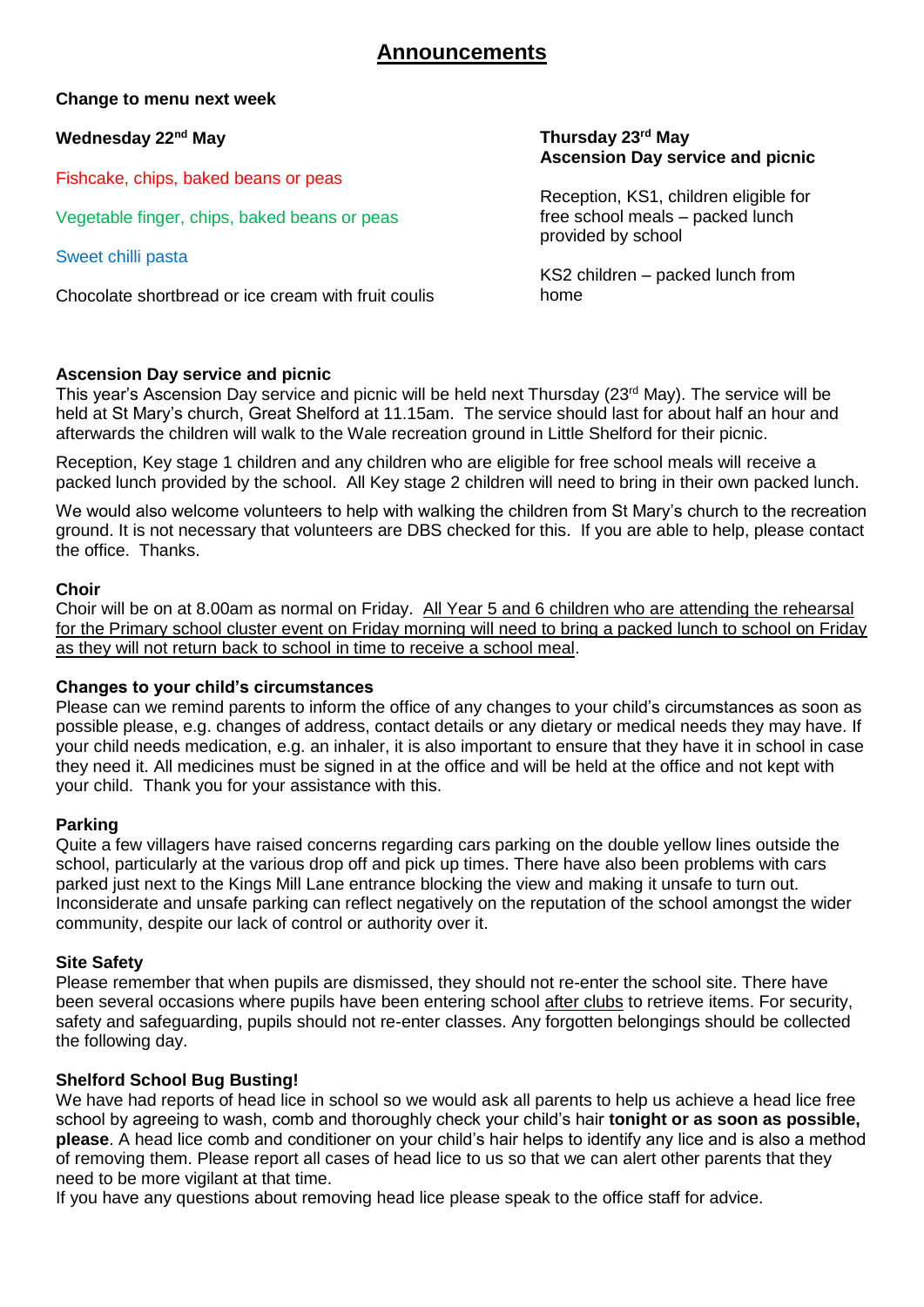# Announcements

**Change to menu next week**

**Wednesday 22nd May**

Fishcake, chips, baked beans or peas

Vegetable finger, chips, baked beans or peas

Sweet chilli pasta

Chocolate shortbread or ice cream with fruit coulis

**Thursday 23rd May**
**Ascension Day service and picnic**

Reception, KS1, children eligible for free school meals – packed lunch provided by school

KS2 children – packed lunch from home

**Ascension Day service and picnic**

This year's Ascension Day service and picnic will be held next Thursday (23rd May). The service will be held at St Mary's church, Great Shelford at 11.15am. The service should last for about half an hour and afterwards the children will walk to the Wale recreation ground in Little Shelford for their picnic.

Reception, Key stage 1 children and any children who are eligible for free school meals will receive a packed lunch provided by the school. All Key stage 2 children will need to bring in their own packed lunch.

We would also welcome volunteers to help with walking the children from St Mary's church to the recreation ground. It is not necessary that volunteers are DBS checked for this. If you are able to help, please contact the office. Thanks.

**Choir**

Choir will be on at 8.00am as normal on Friday. <u>All Year 5 and 6 children who are attending the rehearsal for the Primary school cluster event on Friday morning will need to bring a packed lunch to school on Friday as they will not return back to school in time to receive a school meal</u>.

**Changes to your child's circumstances**

Please can we remind parents to inform the office of any changes to your child's circumstances as soon as possible please, e.g. changes of address, contact details or any dietary or medical needs they may have. If your child needs medication, e.g. an inhaler, it is also important to ensure that they have it in school in case they need it. All medicines must be signed in at the office and will be held at the office and not kept with your child. Thank you for your assistance with this.

**Parking**

Quite a few villagers have raised concerns regarding cars parking on the double yellow lines outside the school, particularly at the various drop off and pick up times. There have also been problems with cars parked just next to the Kings Mill Lane entrance blocking the view and making it unsafe to turn out. Inconsiderate and unsafe parking can reflect negatively on the reputation of the school amongst the wider community, despite our lack of control or authority over it.

**Site Safety**

Please remember that when pupils are dismissed, they should not re-enter the school site. There have been several occasions where pupils have been entering school <u>after clubs</u> to retrieve items. For security, safety and safeguarding, pupils should not re-enter classes. Any forgotten belongings should be collected the following day.

**Shelford School Bug Busting!**

We have had reports of head lice in school so we would ask all parents to help us achieve a head lice free school by agreeing to wash, comb and thoroughly check your child's hair **tonight or as soon as possible, please**. A head lice comb and conditioner on your child's hair helps to identify any lice and is also a method of removing them. Please report all cases of head lice to us so that we can alert other parents that they need to be more vigilant at that time.

If you have any questions about removing head lice please speak to the office staff for advice.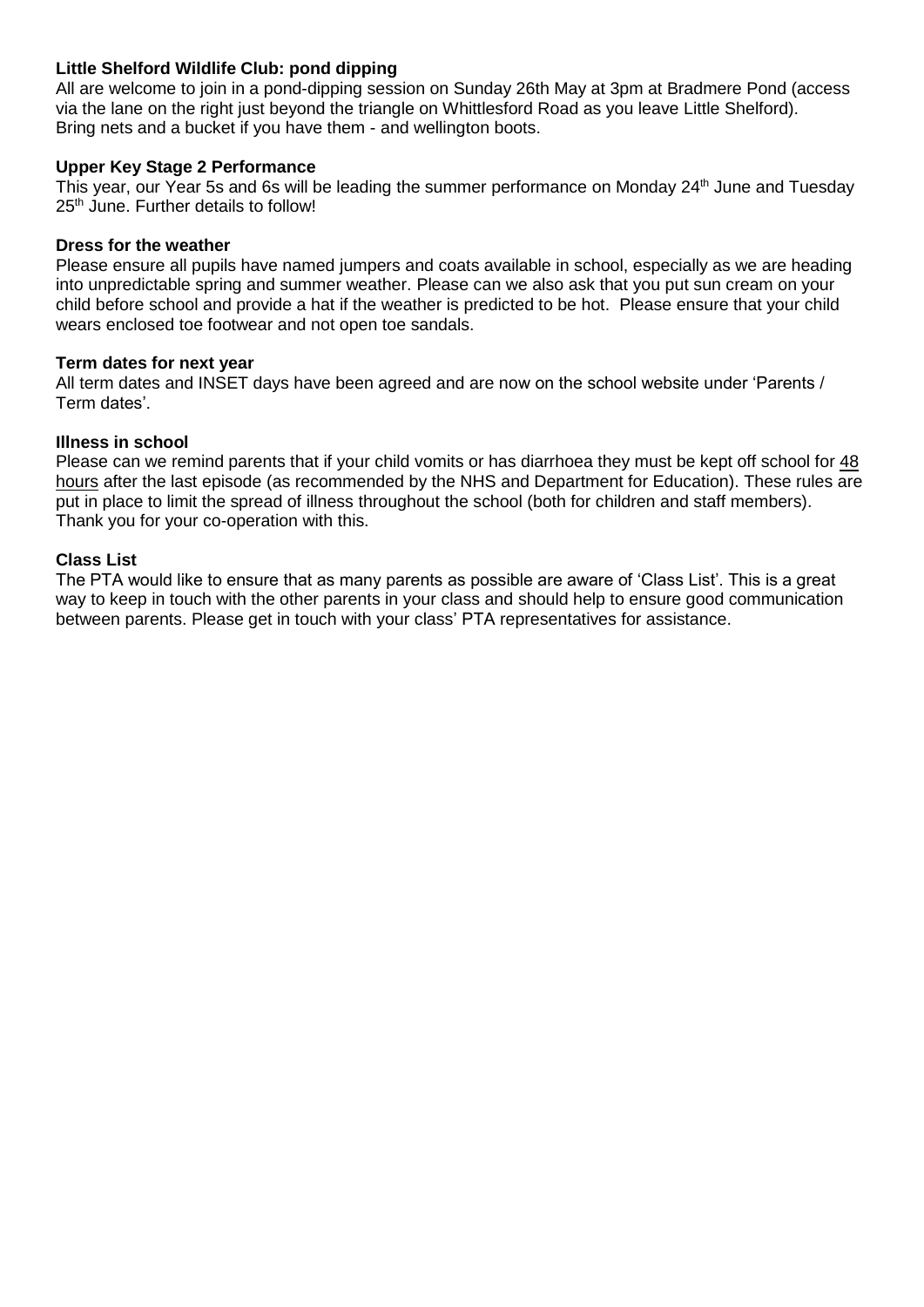**Little Shelford Wildlife Club: pond dipping**

All are welcome to join in a pond-dipping session on Sunday 26th May at 3pm at Bradmere Pond (access via the lane on the right just beyond the triangle on Whittlesford Road as you leave Little Shelford). Bring nets and a bucket if you have them - and wellington boots.

**Upper Key Stage 2 Performance**

This year, our Year 5s and 6s will be leading the summer performance on Monday 24th June and Tuesday 25th June. Further details to follow!

**Dress for the weather**

Please ensure all pupils have named jumpers and coats available in school, especially as we are heading into unpredictable spring and summer weather. Please can we also ask that you put sun cream on your child before school and provide a hat if the weather is predicted to be hot. Please ensure that your child wears enclosed toe footwear and not open toe sandals.

**Term dates for next year**

All term dates and INSET days have been agreed and are now on the school website under 'Parents / Term dates'.

**Illness in school**

Please can we remind parents that if your child vomits or has diarrhoea they must be kept off school for 48 hours after the last episode (as recommended by the NHS and Department for Education). These rules are put in place to limit the spread of illness throughout the school (both for children and staff members). Thank you for your co-operation with this.

**Class List**

The PTA would like to ensure that as many parents as possible are aware of 'Class List'. This is a great way to keep in touch with the other parents in your class and should help to ensure good communication between parents. Please get in touch with your class' PTA representatives for assistance.